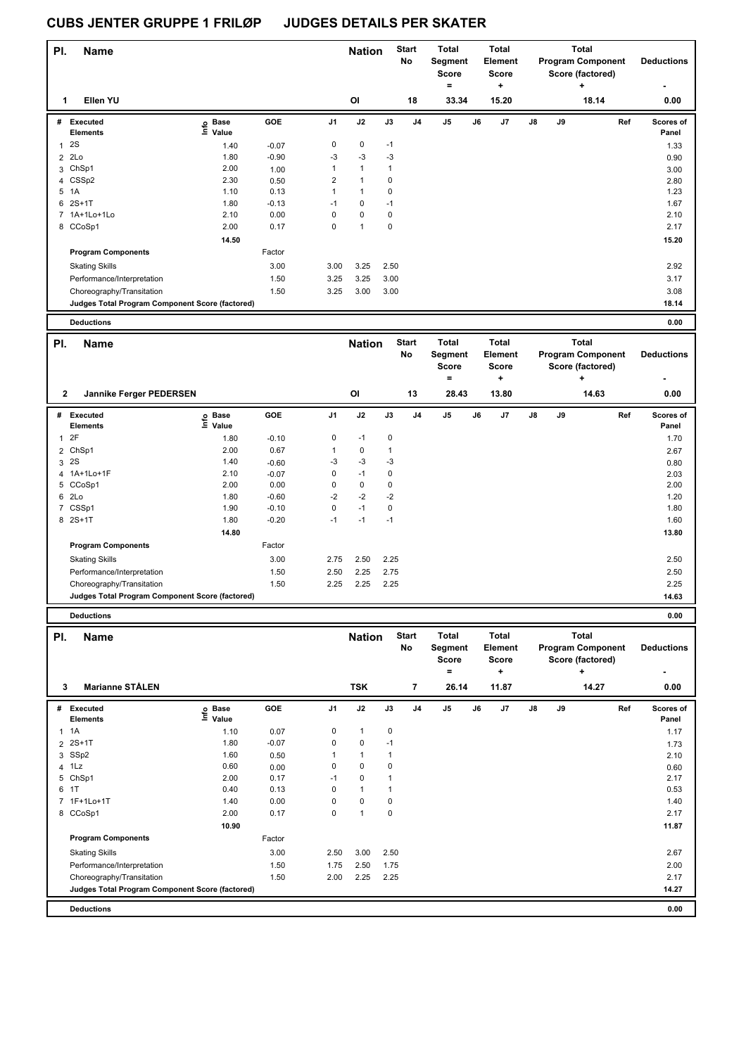# CUBS JENTER GRUPPE 1 FRILØP JUDGES DETAILS PER SKATER

| Pl. | Name | Nation | Start No | Total Segment Score = | Total Element Score + | Total Program Component Score (factored) + | Deductions - |
|---|---|---|---|---|---|---|---|
| 1 | Ellen YU | OI | 18 | 33.34 | 15.20 | 18.14 | 0.00 |

| # | Executed Elements | Info | Base Value | GOE | J1 | J2 | J3 | J4 | J5 | J6 | J7 | J8 | J9 | Ref | Scores of Panel |
|---|---|---|---|---|---|---|---|---|---|---|---|---|---|---|---|
| 1 | 2S | | 1.40 | -0.07 | 0 | 0 | -1 | | | | | | | | 1.33 |
| 2 | 2Lo | | 1.80 | -0.90 | -3 | -3 | -3 | | | | | | | | 0.90 |
| 3 | ChSp1 | | 2.00 | 1.00 | 1 | 1 | 1 | | | | | | | | 3.00 |
| 4 | CSSp2 | | 2.30 | 0.50 | 2 | 1 | 0 | | | | | | | | 2.80 |
| 5 | 1A | | 1.10 | 0.13 | 1 | 1 | 0 | | | | | | | | 1.23 |
| 6 | 2S+1T | | 1.80 | -0.13 | -1 | 0 | -1 | | | | | | | | 1.67 |
| 7 | 1A+1Lo+1Lo | | 2.10 | 0.00 | 0 | 0 | 0 | | | | | | | | 2.10 |
| 8 | CCoSp1 | | 2.00 | 0.17 | 0 | 1 | 0 | | | | | | | | 2.17 |
| | | | 14.50 | | | | | | | | | | | | 15.20 |
| | **Program Components** | | | Factor | | | | | | | | | | | |
| | Skating Skills | | | 3.00 | 3.00 | 3.25 | 2.50 | | | | | | | | 2.92 |
| | Performance/Interpretation | | | 1.50 | 3.25 | 3.25 | 3.00 | | | | | | | | 3.17 |
| | Choreography/Transitation | | | 1.50 | 3.25 | 3.00 | 3.00 | | | | | | | | 3.08 |
| | **Judges Total Program Component Score (factored)** | | | | | | | | | | | | | | 18.14 |
| | **Deductions** | | | | | | | | | | | | | | 0.00 |

| Pl. | Name | Nation | Start No | Total Segment Score = | Total Element Score + | Total Program Component Score (factored) + | Deductions - |
|---|---|---|---|---|---|---|---|
| 2 | Jannike Ferger PEDERSEN | OI | 13 | 28.43 | 13.80 | 14.63 | 0.00 |

| # | Executed Elements | Info | Base Value | GOE | J1 | J2 | J3 | J4 | J5 | J6 | J7 | J8 | J9 | Ref | Scores of Panel |
|---|---|---|---|---|---|---|---|---|---|---|---|---|---|---|---|
| 1 | 2F | | 1.80 | -0.10 | 0 | -1 | 0 | | | | | | | | 1.70 |
| 2 | ChSp1 | | 2.00 | 0.67 | 1 | 0 | 1 | | | | | | | | 2.67 |
| 3 | 2S | | 1.40 | -0.60 | -3 | -3 | -3 | | | | | | | | 0.80 |
| 4 | 1A+1Lo+1F | | 2.10 | -0.07 | 0 | -1 | 0 | | | | | | | | 2.03 |
| 5 | CCoSp1 | | 2.00 | 0.00 | 0 | 0 | 0 | | | | | | | | 2.00 |
| 6 | 2Lo | | 1.80 | -0.60 | -2 | -2 | -2 | | | | | | | | 1.20 |
| 7 | CSSp1 | | 1.90 | -0.10 | 0 | -1 | 0 | | | | | | | | 1.80 |
| 8 | 2S+1T | | 1.80 | -0.20 | -1 | -1 | -1 | | | | | | | | 1.60 |
| | | | 14.80 | | | | | | | | | | | | 13.80 |
| | **Program Components** | | | Factor | | | | | | | | | | | |
| | Skating Skills | | | 3.00 | 2.75 | 2.50 | 2.25 | | | | | | | | 2.50 |
| | Performance/Interpretation | | | 1.50 | 2.50 | 2.25 | 2.75 | | | | | | | | 2.50 |
| | Choreography/Transitation | | | 1.50 | 2.25 | 2.25 | 2.25 | | | | | | | | 2.25 |
| | **Judges Total Program Component Score (factored)** | | | | | | | | | | | | | | 14.63 |
| | **Deductions** | | | | | | | | | | | | | | 0.00 |

| Pl. | Name | Nation | Start No | Total Segment Score = | Total Element Score + | Total Program Component Score (factored) + | Deductions - |
|---|---|---|---|---|---|---|---|
| 3 | Marianne STÅLEN | TSK | 7 | 26.14 | 11.87 | 14.27 | 0.00 |

| # | Executed Elements | Info | Base Value | GOE | J1 | J2 | J3 | J4 | J5 | J6 | J7 | J8 | J9 | Ref | Scores of Panel |
|---|---|---|---|---|---|---|---|---|---|---|---|---|---|---|---|
| 1 | 1A | | 1.10 | 0.07 | 0 | 1 | 0 | | | | | | | | 1.17 |
| 2 | 2S+1T | | 1.80 | -0.07 | 0 | 0 | -1 | | | | | | | | 1.73 |
| 3 | SSp2 | | 1.60 | 0.50 | 1 | 1 | 1 | | | | | | | | 2.10 |
| 4 | 1Lz | | 0.60 | 0.00 | 0 | 0 | 0 | | | | | | | | 0.60 |
| 5 | ChSp1 | | 2.00 | 0.17 | -1 | 0 | 1 | | | | | | | | 2.17 |
| 6 | 1T | | 0.40 | 0.13 | 0 | 1 | 1 | | | | | | | | 0.53 |
| 7 | 1F+1Lo+1T | | 1.40 | 0.00 | 0 | 0 | 0 | | | | | | | | 1.40 |
| 8 | CCoSp1 | | 2.00 | 0.17 | 0 | 1 | 0 | | | | | | | | 2.17 |
| | | | 10.90 | | | | | | | | | | | | 11.87 |
| | **Program Components** | | | Factor | | | | | | | | | | | |
| | Skating Skills | | | 3.00 | 2.50 | 3.00 | 2.50 | | | | | | | | 2.67 |
| | Performance/Interpretation | | | 1.50 | 1.75 | 2.50 | 1.75 | | | | | | | | 2.00 |
| | Choreography/Transitation | | | 1.50 | 2.00 | 2.25 | 2.25 | | | | | | | | 2.17 |
| | **Judges Total Program Component Score (factored)** | | | | | | | | | | | | | | 14.27 |
| | **Deductions** | | | | | | | | | | | | | | 0.00 |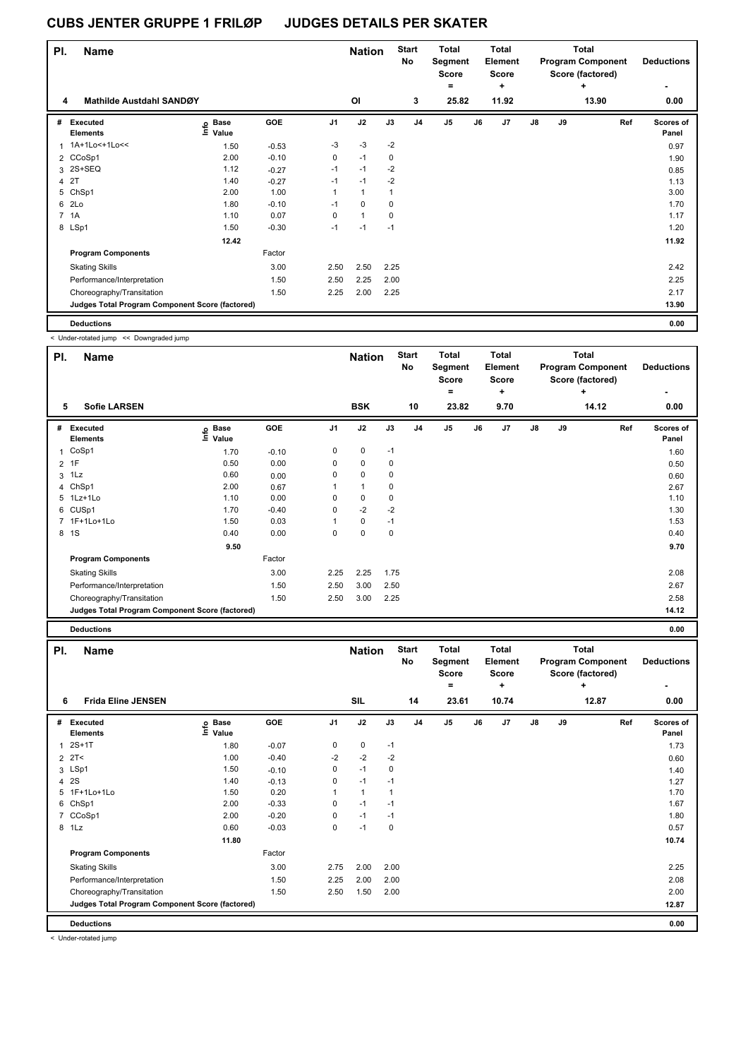# CUBS JENTER GRUPPE 1 FRILØP JUDGES DETAILS PER SKATER

| Pl. | Name | Nation | Start No | Total Segment Score = | Total Element Score + | Total Program Component Score (factored) + | Deductions - |
|---|---|---|---|---|---|---|---|
| 4 | Mathilde Austdahl SANDØY | OI | 3 | 25.82 | 11.92 | 13.90 | 0.00 |

| # | Executed Elements | Info | Base Value | GOE | J1 | J2 | J3 | J4 | J5 | J6 | J7 | J8 | J9 | Ref | Scores of Panel |
|---|---|---|---|---|---|---|---|---|---|---|---|---|---|---|---|
| 1 | 1A+1Lo<+1Lo<< | | 1.50 | -0.53 | -3 | -3 | -2 | | | | | | | | 0.97 |
| 2 | CCoSp1 | | 2.00 | -0.10 | 0 | -1 | 0 | | | | | | | | 1.90 |
| 3 | 2S+SEQ | | 1.12 | -0.27 | -1 | -1 | -2 | | | | | | | | 0.85 |
| 4 | 2T | | 1.40 | -0.27 | -1 | -1 | -2 | | | | | | | | 1.13 |
| 5 | ChSp1 | | 2.00 | 1.00 | 1 | 1 | 1 | | | | | | | | 3.00 |
| 6 | 2Lo | | 1.80 | -0.10 | -1 | 0 | 0 | | | | | | | | 1.70 |
| 7 | 1A | | 1.10 | 0.07 | 0 | 1 | 0 | | | | | | | | 1.17 |
| 8 | LSp1 | | 1.50 | -0.30 | -1 | -1 | -1 | | | | | | | | 1.20 |
| | | | 12.42 | | | | | | | | | | | | 11.92 |
| | **Program Components** | | | Factor | | | | | | | | | | | |
| | Skating Skills | | | 3.00 | 2.50 | 2.50 | 2.25 | | | | | | | | 2.42 |
| | Performance/Interpretation | | | 1.50 | 2.50 | 2.25 | 2.00 | | | | | | | | 2.25 |
| | Choreography/Transitation | | | 1.50 | 2.25 | 2.00 | 2.25 | | | | | | | | 2.17 |
| | **Judges Total Program Component Score (factored)** | | | | | | | | | | | | | | 13.90 |
| | **Deductions** | | | | | | | | | | | | | | 0.00 |

< Under-rotated jump << Downgraded jump

| Pl. | Name | Nation | Start No | Total Segment Score = | Total Element Score + | Total Program Component Score (factored) + | Deductions - |
|---|---|---|---|---|---|---|---|
| 5 | Sofie LARSEN | BSK | 10 | 23.82 | 9.70 | 14.12 | 0.00 |

| # | Executed Elements | Info | Base Value | GOE | J1 | J2 | J3 | J4 | J5 | J6 | J7 | J8 | J9 | Ref | Scores of Panel |
|---|---|---|---|---|---|---|---|---|---|---|---|---|---|---|---|
| 1 | CoSp1 | | 1.70 | -0.10 | 0 | 0 | -1 | | | | | | | | 1.60 |
| 2 | 1F | | 0.50 | 0.00 | 0 | 0 | 0 | | | | | | | | 0.50 |
| 3 | 1Lz | | 0.60 | 0.00 | 0 | 0 | 0 | | | | | | | | 0.60 |
| 4 | ChSp1 | | 2.00 | 0.67 | 1 | 1 | 0 | | | | | | | | 2.67 |
| 5 | 1Lz+1Lo | | 1.10 | 0.00 | 0 | 0 | 0 | | | | | | | | 1.10 |
| 6 | CUSp1 | | 1.70 | -0.40 | 0 | -2 | -2 | | | | | | | | 1.30 |
| 7 | 1F+1Lo+1Lo | | 1.50 | 0.03 | 1 | 0 | -1 | | | | | | | | 1.53 |
| 8 | 1S | | 0.40 | 0.00 | 0 | 0 | 0 | | | | | | | | 0.40 |
| | | | 9.50 | | | | | | | | | | | | 9.70 |
| | **Program Components** | | | Factor | | | | | | | | | | | |
| | Skating Skills | | | 3.00 | 2.25 | 2.25 | 1.75 | | | | | | | | 2.08 |
| | Performance/Interpretation | | | 1.50 | 2.50 | 3.00 | 2.50 | | | | | | | | 2.67 |
| | Choreography/Transitation | | | 1.50 | 2.50 | 3.00 | 2.25 | | | | | | | | 2.58 |
| | **Judges Total Program Component Score (factored)** | | | | | | | | | | | | | | 14.12 |
| | **Deductions** | | | | | | | | | | | | | | 0.00 |

| Pl. | Name | Nation | Start No | Total Segment Score = | Total Element Score + | Total Program Component Score (factored) + | Deductions - |
|---|---|---|---|---|---|---|---|
| 6 | Frida Eline JENSEN | SIL | 14 | 23.61 | 10.74 | 12.87 | 0.00 |

| # | Executed Elements | Info | Base Value | GOE | J1 | J2 | J3 | J4 | J5 | J6 | J7 | J8 | J9 | Ref | Scores of Panel |
|---|---|---|---|---|---|---|---|---|---|---|---|---|---|---|---|
| 1 | 2S+1T | | 1.80 | -0.07 | 0 | 0 | -1 | | | | | | | | 1.73 |
| 2 | 2T< | | 1.00 | -0.40 | -2 | -2 | -2 | | | | | | | | 0.60 |
| 3 | LSp1 | | 1.50 | -0.10 | 0 | -1 | 0 | | | | | | | | 1.40 |
| 4 | 2S | | 1.40 | -0.13 | 0 | -1 | -1 | | | | | | | | 1.27 |
| 5 | 1F+1Lo+1Lo | | 1.50 | 0.20 | 1 | 1 | 1 | | | | | | | | 1.70 |
| 6 | ChSp1 | | 2.00 | -0.33 | 0 | -1 | -1 | | | | | | | | 1.67 |
| 7 | CCoSp1 | | 2.00 | -0.20 | 0 | -1 | -1 | | | | | | | | 1.80 |
| 8 | 1Lz | | 0.60 | -0.03 | 0 | -1 | 0 | | | | | | | | 0.57 |
| | | | 11.80 | | | | | | | | | | | | 10.74 |
| | **Program Components** | | | Factor | | | | | | | | | | | |
| | Skating Skills | | | 3.00 | 2.75 | 2.00 | 2.00 | | | | | | | | 2.25 |
| | Performance/Interpretation | | | 1.50 | 2.25 | 2.00 | 2.00 | | | | | | | | 2.08 |
| | Choreography/Transitation | | | 1.50 | 2.50 | 1.50 | 2.00 | | | | | | | | 2.00 |
| | **Judges Total Program Component Score (factored)** | | | | | | | | | | | | | | 12.87 |
| | **Deductions** | | | | | | | | | | | | | | 0.00 |

< Under-rotated jump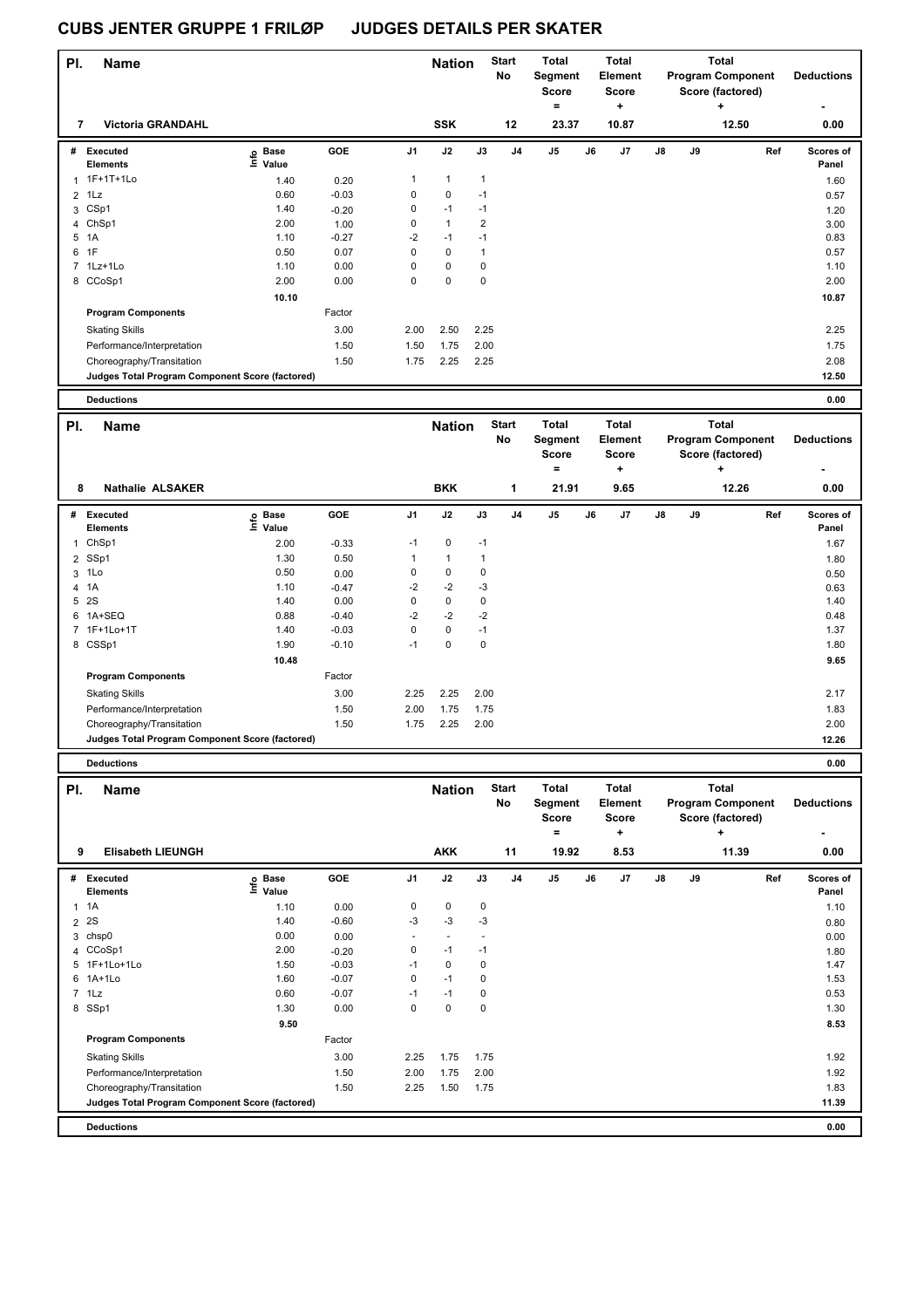# CUBS JENTER GRUPPE 1 FRILØP JUDGES DETAILS PER SKATER

| Pl. | Name | Nation | Start No | Total Segment Score = | Total Element Score + | Total Program Component Score (factored) + | Deductions - |
|---|---|---|---|---|---|---|---|
| 7 | Victoria GRANDAHL | SSK | 12 | 23.37 | 10.87 | 12.50 | 0.00 |

| # | Executed Elements | Info | Base Value | GOE | J1 | J2 | J3 | J4 | J5 | J6 | J7 | J8 | J9 | Ref | Scores of Panel |
|---|---|---|---|---|---|---|---|---|---|---|---|---|---|---|---|
| 1 | 1F+1T+1Lo | | 1.40 | 0.20 | 1 | 1 | 1 | | | | | | | | 1.60 |
| 2 | 1Lz | | 0.60 | -0.03 | 0 | 0 | -1 | | | | | | | | 0.57 |
| 3 | CSp1 | | 1.40 | -0.20 | 0 | -1 | -1 | | | | | | | | 1.20 |
| 4 | ChSp1 | | 2.00 | 1.00 | 0 | 1 | 2 | | | | | | | | 3.00 |
| 5 | 1A | | 1.10 | -0.27 | -2 | -1 | -1 | | | | | | | | 0.83 |
| 6 | 1F | | 0.50 | 0.07 | 0 | 0 | 1 | | | | | | | | 0.57 |
| 7 | 1Lz+1Lo | | 1.10 | 0.00 | 0 | 0 | 0 | | | | | | | | 1.10 |
| 8 | CCoSp1 | | 2.00 | 0.00 | 0 | 0 | 0 | | | | | | | | 2.00 |
| | | | 10.10 | | | | | | | | | | | | 10.87 |
| | **Program Components** | | | Factor | | | | | | | | | | | |
| | Skating Skills | | | 3.00 | 2.00 | 2.50 | 2.25 | | | | | | | | 2.25 |
| | Performance/Interpretation | | | 1.50 | 1.50 | 1.75 | 2.00 | | | | | | | | 1.75 |
| | Choreography/Transitation | | | 1.50 | 1.75 | 2.25 | 2.25 | | | | | | | | 2.08 |
| | **Judges Total Program Component Score (factored)** | | | | | | | | | | | | | | 12.50 |
| | **Deductions** | | | | | | | | | | | | | | 0.00 |

| Pl. | Name | Nation | Start No | Total Segment Score = | Total Element Score + | Total Program Component Score (factored) + | Deductions - |
|---|---|---|---|---|---|---|---|
| 8 | Nathalie ALSAKER | BKK | 1 | 21.91 | 9.65 | 12.26 | 0.00 |

| # | Executed Elements | Info | Base Value | GOE | J1 | J2 | J3 | J4 | J5 | J6 | J7 | J8 | J9 | Ref | Scores of Panel |
|---|---|---|---|---|---|---|---|---|---|---|---|---|---|---|---|
| 1 | ChSp1 | | 2.00 | -0.33 | -1 | 0 | -1 | | | | | | | | 1.67 |
| 2 | SSp1 | | 1.30 | 0.50 | 1 | 1 | 1 | | | | | | | | 1.80 |
| 3 | 1Lo | | 0.50 | 0.00 | 0 | 0 | 0 | | | | | | | | 0.50 |
| 4 | 1A | | 1.10 | -0.47 | -2 | -2 | -3 | | | | | | | | 0.63 |
| 5 | 2S | | 1.40 | 0.00 | 0 | 0 | 0 | | | | | | | | 1.40 |
| 6 | 1A+SEQ | | 0.88 | -0.40 | -2 | -2 | -2 | | | | | | | | 0.48 |
| 7 | 1F+1Lo+1T | | 1.40 | -0.03 | 0 | 0 | -1 | | | | | | | | 1.37 |
| 8 | CSSp1 | | 1.90 | -0.10 | -1 | 0 | 0 | | | | | | | | 1.80 |
| | | | 10.48 | | | | | | | | | | | | 9.65 |
| | **Program Components** | | | Factor | | | | | | | | | | | |
| | Skating Skills | | | 3.00 | 2.25 | 2.25 | 2.00 | | | | | | | | 2.17 |
| | Performance/Interpretation | | | 1.50 | 2.00 | 1.75 | 1.75 | | | | | | | | 1.83 |
| | Choreography/Transitation | | | 1.50 | 1.75 | 2.25 | 2.00 | | | | | | | | 2.00 |
| | **Judges Total Program Component Score (factored)** | | | | | | | | | | | | | | 12.26 |
| | **Deductions** | | | | | | | | | | | | | | 0.00 |

| Pl. | Name | Nation | Start No | Total Segment Score = | Total Element Score + | Total Program Component Score (factored) + | Deductions - |
|---|---|---|---|---|---|---|---|
| 9 | Elisabeth LIEUNGH | AKK | 11 | 19.92 | 8.53 | 11.39 | 0.00 |

| # | Executed Elements | Info | Base Value | GOE | J1 | J2 | J3 | J4 | J5 | J6 | J7 | J8 | J9 | Ref | Scores of Panel |
|---|---|---|---|---|---|---|---|---|---|---|---|---|---|---|---|
| 1 | 1A | | 1.10 | 0.00 | 0 | 0 | 0 | | | | | | | | 1.10 |
| 2 | 2S | | 1.40 | -0.60 | -3 | -3 | -3 | | | | | | | | 0.80 |
| 3 | chsp0 | | 0.00 | 0.00 | - | - | - | | | | | | | | 0.00 |
| 4 | CCoSp1 | | 2.00 | -0.20 | 0 | -1 | -1 | | | | | | | | 1.80 |
| 5 | 1F+1Lo+1Lo | | 1.50 | -0.03 | -1 | 0 | 0 | | | | | | | | 1.47 |
| 6 | 1A+1Lo | | 1.60 | -0.07 | 0 | -1 | 0 | | | | | | | | 1.53 |
| 7 | 1Lz | | 0.60 | -0.07 | -1 | -1 | 0 | | | | | | | | 0.53 |
| 8 | SSp1 | | 1.30 | 0.00 | 0 | 0 | 0 | | | | | | | | 1.30 |
| | | | 9.50 | | | | | | | | | | | | 8.53 |
| | **Program Components** | | | Factor | | | | | | | | | | | |
| | Skating Skills | | | 3.00 | 2.25 | 1.75 | 1.75 | | | | | | | | 1.92 |
| | Performance/Interpretation | | | 1.50 | 2.00 | 1.75 | 2.00 | | | | | | | | 1.92 |
| | Choreography/Transitation | | | 1.50 | 2.25 | 1.50 | 1.75 | | | | | | | | 1.83 |
| | **Judges Total Program Component Score (factored)** | | | | | | | | | | | | | | 11.39 |
| | **Deductions** | | | | | | | | | | | | | | 0.00 |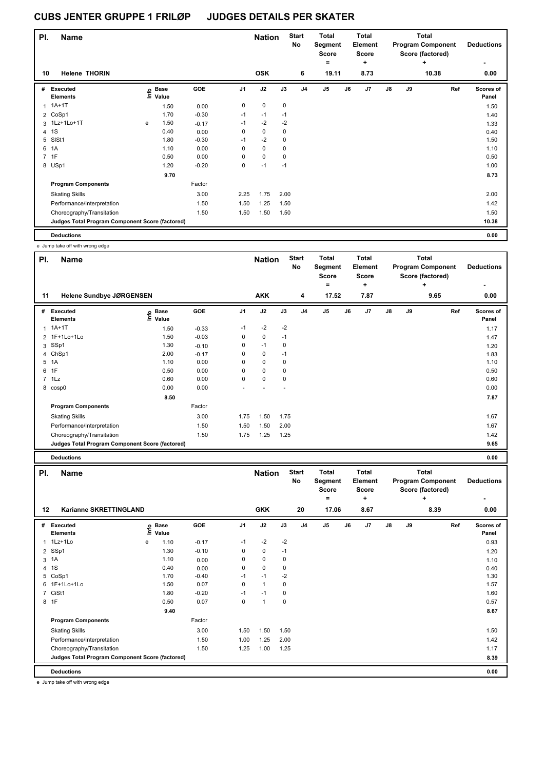# CUBS JENTER GRUPPE 1 FRILØP JUDGES DETAILS PER SKATER

| Pl. | Name | Nation | Start No | Total Segment Score = | Total Element Score + | Total Program Component Score (factored) + | Deductions - |
|---|---|---|---|---|---|---|---|
| 10 | Helene THORIN | OSK | 6 | 19.11 | 8.73 | 10.38 | 0.00 |

| # | Executed Elements | Info | Base Value | GOE | J1 | J2 | J3 | J4 | J5 | J6 | J7 | J8 | J9 | Ref | Scores of Panel |
|---|---|---|---|---|---|---|---|---|---|---|---|---|---|---|---|
| 1 | 1A+1T | | 1.50 | 0.00 | 0 | 0 | 0 | | | | | | | | 1.50 |
| 2 | CoSp1 | | 1.70 | -0.30 | -1 | -1 | -1 | | | | | | | | 1.40 |
| 3 | 1Lz+1Lo+1T | e | 1.50 | -0.17 | -1 | -2 | -2 | | | | | | | | 1.33 |
| 4 | 1S | | 0.40 | 0.00 | 0 | 0 | 0 | | | | | | | | 0.40 |
| 5 | SlSt1 | | 1.80 | -0.30 | -1 | -2 | 0 | | | | | | | | 1.50 |
| 6 | 1A | | 1.10 | 0.00 | 0 | 0 | 0 | | | | | | | | 1.10 |
| 7 | 1F | | 0.50 | 0.00 | 0 | 0 | 0 | | | | | | | | 0.50 |
| 8 | USp1 | | 1.20 | -0.20 | 0 | -1 | -1 | | | | | | | | 1.00 |
| | | | 9.70 | | | | | | | | | | | | 8.73 |
| | **Program Components** | | | Factor | | | | | | | | | | | |
| | Skating Skills | | | 3.00 | 2.25 | 1.75 | 2.00 | | | | | | | | 2.00 |
| | Performance/Interpretation | | | 1.50 | 1.50 | 1.25 | 1.50 | | | | | | | | 1.42 |
| | Choreography/Transitation | | | 1.50 | 1.50 | 1.50 | 1.50 | | | | | | | | 1.50 |
| | **Judges Total Program Component Score (factored)** | | | | | | | | | | | | | | 10.38 |
| | **Deductions** | | | | | | | | | | | | | | 0.00 |

e Jump take off with wrong edge

| Pl. | Name | Nation | Start No | Total Segment Score = | Total Element Score + | Total Program Component Score (factored) + | Deductions - |
|---|---|---|---|---|---|---|---|
| 11 | Helene Sundbye JØRGENSEN | AKK | 4 | 17.52 | 7.87 | 9.65 | 0.00 |

| # | Executed Elements | Info | Base Value | GOE | J1 | J2 | J3 | J4 | J5 | J6 | J7 | J8 | J9 | Ref | Scores of Panel |
|---|---|---|---|---|---|---|---|---|---|---|---|---|---|---|---|
| 1 | 1A+1T | | 1.50 | -0.33 | -1 | -2 | -2 | | | | | | | | 1.17 |
| 2 | 1F+1Lo+1Lo | | 1.50 | -0.03 | 0 | 0 | -1 | | | | | | | | 1.47 |
| 3 | SSp1 | | 1.30 | -0.10 | 0 | -1 | 0 | | | | | | | | 1.20 |
| 4 | ChSp1 | | 2.00 | -0.17 | 0 | 0 | -1 | | | | | | | | 1.83 |
| 5 | 1A | | 1.10 | 0.00 | 0 | 0 | 0 | | | | | | | | 1.10 |
| 6 | 1F | | 0.50 | 0.00 | 0 | 0 | 0 | | | | | | | | 0.50 |
| 7 | 1Lz | | 0.60 | 0.00 | 0 | 0 | 0 | | | | | | | | 0.60 |
| 8 | cosp0 | | 0.00 | 0.00 | - | - | - | | | | | | | | 0.00 |
| | | | 8.50 | | | | | | | | | | | | 7.87 |
| | **Program Components** | | | Factor | | | | | | | | | | | |
| | Skating Skills | | | 3.00 | 1.75 | 1.50 | 1.75 | | | | | | | | 1.67 |
| | Performance/Interpretation | | | 1.50 | 1.50 | 1.50 | 2.00 | | | | | | | | 1.67 |
| | Choreography/Transitation | | | 1.50 | 1.75 | 1.25 | 1.25 | | | | | | | | 1.42 |
| | **Judges Total Program Component Score (factored)** | | | | | | | | | | | | | | 9.65 |
| | **Deductions** | | | | | | | | | | | | | | 0.00 |

| Pl. | Name | Nation | Start No | Total Segment Score = | Total Element Score + | Total Program Component Score (factored) + | Deductions - |
|---|---|---|---|---|---|---|---|
| 12 | Karianne SKRETTINGLAND | GKK | 20 | 17.06 | 8.67 | 8.39 | 0.00 |

| # | Executed Elements | Info | Base Value | GOE | J1 | J2 | J3 | J4 | J5 | J6 | J7 | J8 | J9 | Ref | Scores of Panel |
|---|---|---|---|---|---|---|---|---|---|---|---|---|---|---|---|
| 1 | 1Lz+1Lo | e | 1.10 | -0.17 | -1 | -2 | -2 | | | | | | | | 0.93 |
| 2 | SSp1 | | 1.30 | -0.10 | 0 | 0 | -1 | | | | | | | | 1.20 |
| 3 | 1A | | 1.10 | 0.00 | 0 | 0 | 0 | | | | | | | | 1.10 |
| 4 | 1S | | 0.40 | 0.00 | 0 | 0 | 0 | | | | | | | | 0.40 |
| 5 | CoSp1 | | 1.70 | -0.40 | -1 | -1 | -2 | | | | | | | | 1.30 |
| 6 | 1F+1Lo+1Lo | | 1.50 | 0.07 | 0 | 1 | 0 | | | | | | | | 1.57 |
| 7 | CiSt1 | | 1.80 | -0.20 | -1 | -1 | 0 | | | | | | | | 1.60 |
| 8 | 1F | | 0.50 | 0.07 | 0 | 1 | 0 | | | | | | | | 0.57 |
| | | | 9.40 | | | | | | | | | | | | 8.67 |
| | **Program Components** | | | Factor | | | | | | | | | | | |
| | Skating Skills | | | 3.00 | 1.50 | 1.50 | 1.50 | | | | | | | | 1.50 |
| | Performance/Interpretation | | | 1.50 | 1.00 | 1.25 | 2.00 | | | | | | | | 1.42 |
| | Choreography/Transitation | | | 1.50 | 1.25 | 1.00 | 1.25 | | | | | | | | 1.17 |
| | **Judges Total Program Component Score (factored)** | | | | | | | | | | | | | | 8.39 |
| | **Deductions** | | | | | | | | | | | | | | 0.00 |

e Jump take off with wrong edge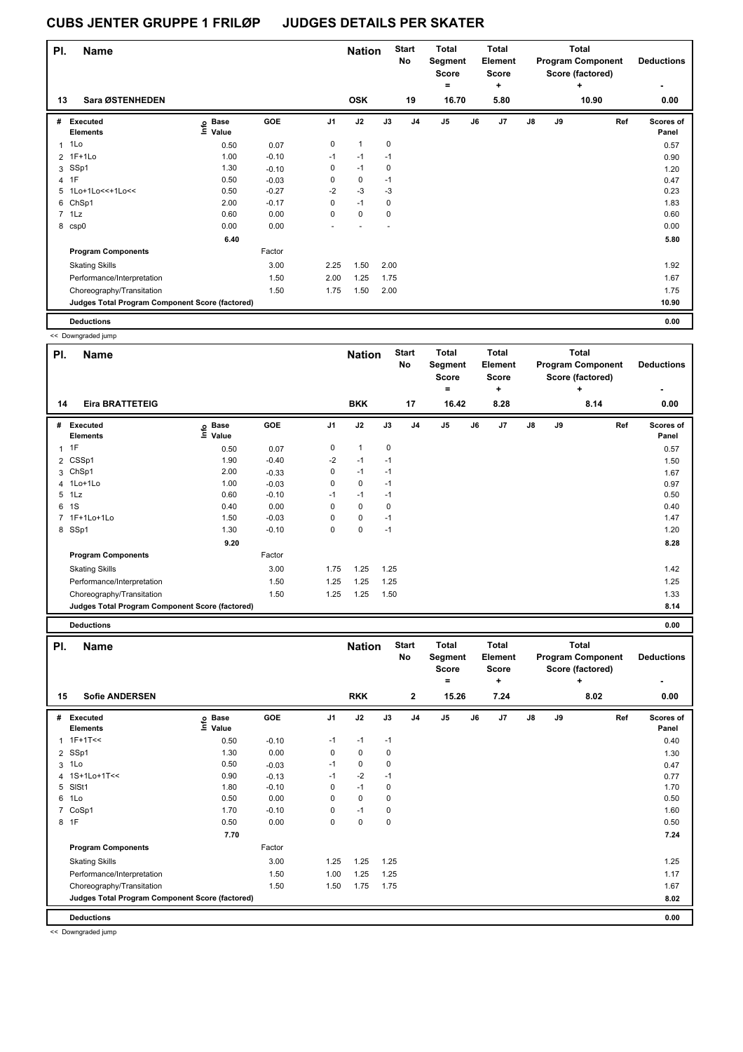# CUBS JENTER GRUPPE 1 FRILØP JUDGES DETAILS PER SKATER

| Pl. | Name | Nation | Start No | Total Segment Score = | Total Element Score + | Total Program Component Score (factored) + | Deductions - |
|---|---|---|---|---|---|---|---|
| 13 | Sara ØSTENHEDEN | OSK | 19 | 16.70 | 5.80 | 10.90 | 0.00 |

| # | Executed Elements | Info | Base Value | GOE | J1 | J2 | J3 | J4 | J5 | J6 | J7 | J8 | J9 | Ref | Scores of Panel |
|---|---|---|---|---|---|---|---|---|---|---|---|---|---|---|---|
| 1 | 1Lo | | 0.50 | 0.07 | 0 | 1 | 0 | | | | | | | | 0.57 |
| 2 | 1F+1Lo | | 1.00 | -0.10 | -1 | -1 | -1 | | | | | | | | 0.90 |
| 3 | SSp1 | | 1.30 | -0.10 | 0 | -1 | 0 | | | | | | | | 1.20 |
| 4 | 1F | | 0.50 | -0.03 | 0 | 0 | -1 | | | | | | | | 0.47 |
| 5 | 1Lo+1Lo<<+1Lo<< | | 0.50 | -0.27 | -2 | -3 | -3 | | | | | | | | 0.23 |
| 6 | ChSp1 | | 2.00 | -0.17 | 0 | -1 | 0 | | | | | | | | 1.83 |
| 7 | 1Lz | | 0.60 | 0.00 | 0 | 0 | 0 | | | | | | | | 0.60 |
| 8 | csp0 | | 0.00 | 0.00 | - | - | - | | | | | | | | 0.00 |
| | | | 6.40 | | | | | | | | | | | | 5.80 |
| | **Program Components** | | | Factor | | | | | | | | | | | |
| | Skating Skills | | | 3.00 | 2.25 | 1.50 | 2.00 | | | | | | | | 1.92 |
| | Performance/Interpretation | | | 1.50 | 2.00 | 1.25 | 1.75 | | | | | | | | 1.67 |
| | Choreography/Transitation | | | 1.50 | 1.75 | 1.50 | 2.00 | | | | | | | | 1.75 |
| | **Judges Total Program Component Score (factored)** | | | | | | | | | | | | | | 10.90 |
| | **Deductions** | | | | | | | | | | | | | | 0.00 |

<< Downgraded jump

| Pl. | Name | Nation | Start No | Total Segment Score = | Total Element Score + | Total Program Component Score (factored) + | Deductions - |
|---|---|---|---|---|---|---|---|
| 14 | Eira BRATTETEIG | BKK | 17 | 16.42 | 8.28 | 8.14 | 0.00 |

| # | Executed Elements | Info | Base Value | GOE | J1 | J2 | J3 | J4 | J5 | J6 | J7 | J8 | J9 | Ref | Scores of Panel |
|---|---|---|---|---|---|---|---|---|---|---|---|---|---|---|---|
| 1 | 1F | | 0.50 | 0.07 | 0 | 1 | 0 | | | | | | | | 0.57 |
| 2 | CSSp1 | | 1.90 | -0.40 | -2 | -1 | -1 | | | | | | | | 1.50 |
| 3 | ChSp1 | | 2.00 | -0.33 | 0 | -1 | -1 | | | | | | | | 1.67 |
| 4 | 1Lo+1Lo | | 1.00 | -0.03 | 0 | 0 | -1 | | | | | | | | 0.97 |
| 5 | 1Lz | | 0.60 | -0.10 | -1 | -1 | -1 | | | | | | | | 0.50 |
| 6 | 1S | | 0.40 | 0.00 | 0 | 0 | 0 | | | | | | | | 0.40 |
| 7 | 1F+1Lo+1Lo | | 1.50 | -0.03 | 0 | 0 | -1 | | | | | | | | 1.47 |
| 8 | SSp1 | | 1.30 | -0.10 | 0 | 0 | -1 | | | | | | | | 1.20 |
| | | | 9.20 | | | | | | | | | | | | 8.28 |
| | **Program Components** | | | Factor | | | | | | | | | | | |
| | Skating Skills | | | 3.00 | 1.75 | 1.25 | 1.25 | | | | | | | | 1.42 |
| | Performance/Interpretation | | | 1.50 | 1.25 | 1.25 | 1.25 | | | | | | | | 1.25 |
| | Choreography/Transitation | | | 1.50 | 1.25 | 1.25 | 1.50 | | | | | | | | 1.33 |
| | **Judges Total Program Component Score (factored)** | | | | | | | | | | | | | | 8.14 |
| | **Deductions** | | | | | | | | | | | | | | 0.00 |

| Pl. | Name | Nation | Start No | Total Segment Score = | Total Element Score + | Total Program Component Score (factored) + | Deductions - |
|---|---|---|---|---|---|---|---|
| 15 | Sofie ANDERSEN | RKK | 2 | 15.26 | 7.24 | 8.02 | 0.00 |

| # | Executed Elements | Info | Base Value | GOE | J1 | J2 | J3 | J4 | J5 | J6 | J7 | J8 | J9 | Ref | Scores of Panel |
|---|---|---|---|---|---|---|---|---|---|---|---|---|---|---|---|
| 1 | 1F+1T<< | | 0.50 | -0.10 | -1 | -1 | -1 | | | | | | | | 0.40 |
| 2 | SSp1 | | 1.30 | 0.00 | 0 | 0 | 0 | | | | | | | | 1.30 |
| 3 | 1Lo | | 0.50 | -0.03 | -1 | 0 | 0 | | | | | | | | 0.47 |
| 4 | 1S+1Lo+1T<< | | 0.90 | -0.13 | -1 | -2 | -1 | | | | | | | | 0.77 |
| 5 | SlSt1 | | 1.80 | -0.10 | 0 | -1 | 0 | | | | | | | | 1.70 |
| 6 | 1Lo | | 0.50 | 0.00 | 0 | 0 | 0 | | | | | | | | 0.50 |
| 7 | CoSp1 | | 1.70 | -0.10 | 0 | -1 | 0 | | | | | | | | 1.60 |
| 8 | 1F | | 0.50 | 0.00 | 0 | 0 | 0 | | | | | | | | 0.50 |
| | | | 7.70 | | | | | | | | | | | | 7.24 |
| | **Program Components** | | | Factor | | | | | | | | | | | |
| | Skating Skills | | | 3.00 | 1.25 | 1.25 | 1.25 | | | | | | | | 1.25 |
| | Performance/Interpretation | | | 1.50 | 1.00 | 1.25 | 1.25 | | | | | | | | 1.17 |
| | Choreography/Transitation | | | 1.50 | 1.50 | 1.75 | 1.75 | | | | | | | | 1.67 |
| | **Judges Total Program Component Score (factored)** | | | | | | | | | | | | | | 8.02 |
| | **Deductions** | | | | | | | | | | | | | | 0.00 |

<< Downgraded jump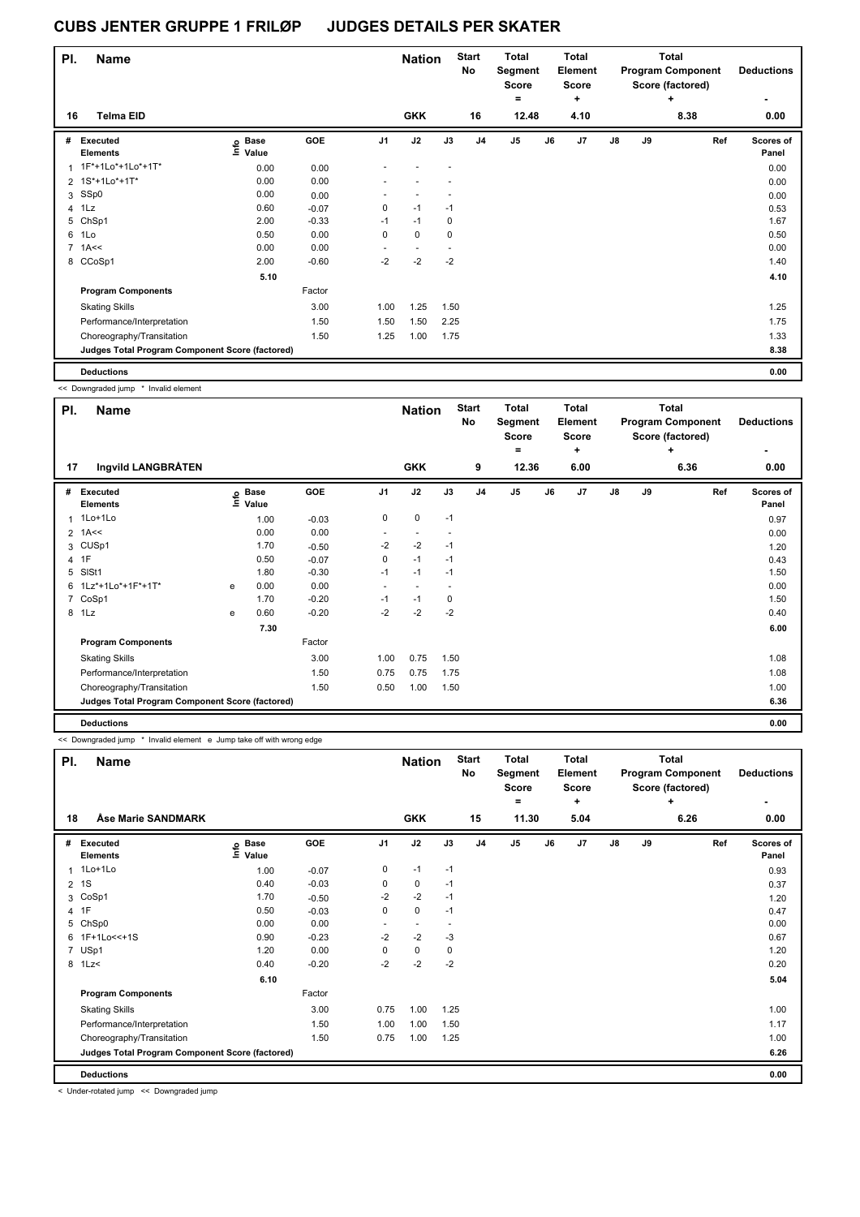# CUBS JENTER GRUPPE 1 FRILØP JUDGES DETAILS PER SKATER

| Pl. | Name | Nation | Start No | Total Segment Score = | Total Element Score + | Total Program Component Score (factored) + | Deductions - |
|---|---|---|---|---|---|---|---|
| 16 | Telma EID | GKK | 16 | 12.48 | 4.10 | 8.38 | 0.00 |

| # | Executed Elements | Info | Base Value | GOE | J1 | J2 | J3 | J4 | J5 | J6 | J7 | J8 | J9 | Ref | Scores of Panel |
|---|---|---|---|---|---|---|---|---|---|---|---|---|---|---|---|
| 1 | 1F*+1Lo*+1Lo*+1T* | | 0.00 | 0.00 | - | - | - | | | | | | | | 0.00 |
| 2 | 1S*+1Lo*+1T* | | 0.00 | 0.00 | - | - | - | | | | | | | | 0.00 |
| 3 | SSp0 | | 0.00 | 0.00 | - | - | - | | | | | | | | 0.00 |
| 4 | 1Lz | | 0.60 | -0.07 | 0 | -1 | -1 | | | | | | | | 0.53 |
| 5 | ChSp1 | | 2.00 | -0.33 | -1 | -1 | 0 | | | | | | | | 1.67 |
| 6 | 1Lo | | 0.50 | 0.00 | 0 | 0 | 0 | | | | | | | | 0.50 |
| 7 | 1A<< | | 0.00 | 0.00 | - | - | - | | | | | | | | 0.00 |
| 8 | CCoSp1 | | 2.00 | -0.60 | -2 | -2 | -2 | | | | | | | | 1.40 |
| | | | 5.10 | | | | | | | | | | | | 4.10 |
| | **Program Components** | | | Factor | | | | | | | | | | | |
| | Skating Skills | | | 3.00 | 1.00 | 1.25 | 1.50 | | | | | | | | 1.25 |
| | Performance/Interpretation | | | 1.50 | 1.50 | 1.50 | 2.25 | | | | | | | | 1.75 |
| | Choreography/Transitation | | | 1.50 | 1.25 | 1.00 | 1.75 | | | | | | | | 1.33 |
| | **Judges Total Program Component Score (factored)** | | | | | | | | | | | | | | 8.38 |
| | **Deductions** | | | | | | | | | | | | | | 0.00 |

<< Downgraded jump * Invalid element

| Pl. | Name | Nation | Start No | Total Segment Score = | Total Element Score + | Total Program Component Score (factored) + | Deductions - |
|---|---|---|---|---|---|---|---|
| 17 | Ingvild LANGBRÅTEN | GKK | 9 | 12.36 | 6.00 | 6.36 | 0.00 |

| # | Executed Elements | Info | Base Value | GOE | J1 | J2 | J3 | J4 | J5 | J6 | J7 | J8 | J9 | Ref | Scores of Panel |
|---|---|---|---|---|---|---|---|---|---|---|---|---|---|---|---|
| 1 | 1Lo+1Lo | | 1.00 | -0.03 | 0 | 0 | -1 | | | | | | | | 0.97 |
| 2 | 1A<< | | 0.00 | 0.00 | - | - | - | | | | | | | | 0.00 |
| 3 | CUSp1 | | 1.70 | -0.50 | -2 | -2 | -1 | | | | | | | | 1.20 |
| 4 | 1F | | 0.50 | -0.07 | 0 | -1 | -1 | | | | | | | | 0.43 |
| 5 | SlSt1 | | 1.80 | -0.30 | -1 | -1 | -1 | | | | | | | | 1.50 |
| 6 | 1Lz*+1Lo*+1F*+1T* | e | 0.00 | 0.00 | - | - | - | | | | | | | | 0.00 |
| 7 | CoSp1 | | 1.70 | -0.20 | -1 | -1 | 0 | | | | | | | | 1.50 |
| 8 | 1Lz | e | 0.60 | -0.20 | -2 | -2 | -2 | | | | | | | | 0.40 |
| | | | 7.30 | | | | | | | | | | | | 6.00 |
| | **Program Components** | | | Factor | | | | | | | | | | | |
| | Skating Skills | | | 3.00 | 1.00 | 0.75 | 1.50 | | | | | | | | 1.08 |
| | Performance/Interpretation | | | 1.50 | 0.75 | 0.75 | 1.75 | | | | | | | | 1.08 |
| | Choreography/Transitation | | | 1.50 | 0.50 | 1.00 | 1.50 | | | | | | | | 1.00 |
| | **Judges Total Program Component Score (factored)** | | | | | | | | | | | | | | 6.36 |
| | **Deductions** | | | | | | | | | | | | | | 0.00 |

<< Downgraded jump * Invalid element e Jump take off with wrong edge

| Pl. | Name | Nation | Start No | Total Segment Score = | Total Element Score + | Total Program Component Score (factored) + | Deductions - |
|---|---|---|---|---|---|---|---|
| 18 | Åse Marie SANDMARK | GKK | 15 | 11.30 | 5.04 | 6.26 | 0.00 |

| # | Executed Elements | Info | Base Value | GOE | J1 | J2 | J3 | J4 | J5 | J6 | J7 | J8 | J9 | Ref | Scores of Panel |
|---|---|---|---|---|---|---|---|---|---|---|---|---|---|---|---|
| 1 | 1Lo+1Lo | | 1.00 | -0.07 | 0 | -1 | -1 | | | | | | | | 0.93 |
| 2 | 1S | | 0.40 | -0.03 | 0 | 0 | -1 | | | | | | | | 0.37 |
| 3 | CoSp1 | | 1.70 | -0.50 | -2 | -2 | -1 | | | | | | | | 1.20 |
| 4 | 1F | | 0.50 | -0.03 | 0 | 0 | -1 | | | | | | | | 0.47 |
| 5 | ChSp0 | | 0.00 | 0.00 | - | - | - | | | | | | | | 0.00 |
| 6 | 1F+1Lo<<+1S | | 0.90 | -0.23 | -2 | -2 | -3 | | | | | | | | 0.67 |
| 7 | USp1 | | 1.20 | 0.00 | 0 | 0 | 0 | | | | | | | | 1.20 |
| 8 | 1Lz< | | 0.40 | -0.20 | -2 | -2 | -2 | | | | | | | | 0.20 |
| | | | 6.10 | | | | | | | | | | | | 5.04 |
| | **Program Components** | | | Factor | | | | | | | | | | | |
| | Skating Skills | | | 3.00 | 0.75 | 1.00 | 1.25 | | | | | | | | 1.00 |
| | Performance/Interpretation | | | 1.50 | 1.00 | 1.00 | 1.50 | | | | | | | | 1.17 |
| | Choreography/Transitation | | | 1.50 | 0.75 | 1.00 | 1.25 | | | | | | | | 1.00 |
| | **Judges Total Program Component Score (factored)** | | | | | | | | | | | | | | 6.26 |
| | **Deductions** | | | | | | | | | | | | | | 0.00 |

< Under-rotated jump << Downgraded jump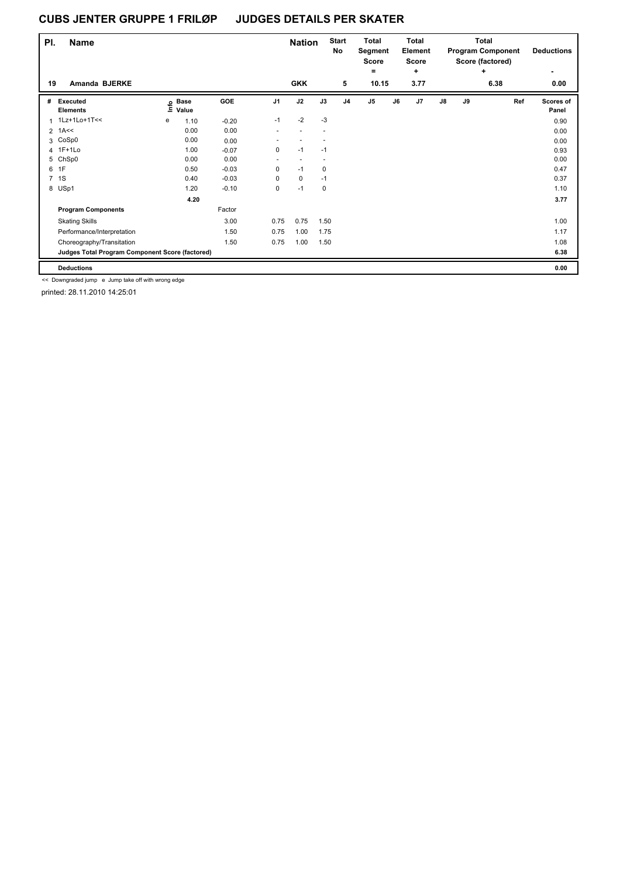# CUBS JENTER GRUPPE 1 FRILØP JUDGES DETAILS PER SKATER

| Pl. | Name | Nation | Start No | Total Segment Score = | Total Element Score + | Total Program Component Score (factored) + | Deductions - |
|---|---|---|---|---|---|---|---|
| 19 | Amanda BJERKE | GKK | 5 | 10.15 | 3.77 | 6.38 | 0.00 |

| # | Executed Elements | Info | Base Value | GOE | J1 | J2 | J3 | J4 | J5 | J6 | J7 | J8 | J9 | Ref | Scores of Panel |
|---|---|---|---|---|---|---|---|---|---|---|---|---|---|---|---|
| 1 | 1Lz+1Lo+1T<< | e | 1.10 | -0.20 | -1 | -2 | -3 | | | | | | | | 0.90 |
| 2 | 1A<< | | 0.00 | 0.00 | - | - | - | | | | | | | | 0.00 |
| 3 | CoSp0 | | 0.00 | 0.00 | - | - | - | | | | | | | | 0.00 |
| 4 | 1F+1Lo | | 1.00 | -0.07 | 0 | -1 | -1 | | | | | | | | 0.93 |
| 5 | ChSp0 | | 0.00 | 0.00 | - | - | - | | | | | | | | 0.00 |
| 6 | 1F | | 0.50 | -0.03 | 0 | -1 | 0 | | | | | | | | 0.47 |
| 7 | 1S | | 0.40 | -0.03 | 0 | 0 | -1 | | | | | | | | 0.37 |
| 8 | USp1 | | 1.20 | -0.10 | 0 | -1 | 0 | | | | | | | | 1.10 |
| | | | 4.20 | | | | | | | | | | | | 3.77 |
| | **Program Components** | | | Factor | | | | | | | | | | | |
| | Skating Skills | | | 3.00 | 0.75 | 0.75 | 1.50 | | | | | | | | 1.00 |
| | Performance/Interpretation | | | 1.50 | 0.75 | 1.00 | 1.75 | | | | | | | | 1.17 |
| | Choreography/Transitation | | | 1.50 | 0.75 | 1.00 | 1.50 | | | | | | | | 1.08 |
| | **Judges Total Program Component Score (factored)** | | | | | | | | | | | | | | 6.38 |
| | **Deductions** | | | | | | | | | | | | | | 0.00 |

<< Downgraded jump e Jump take off with wrong edge

printed: 28.11.2010 14:25:01